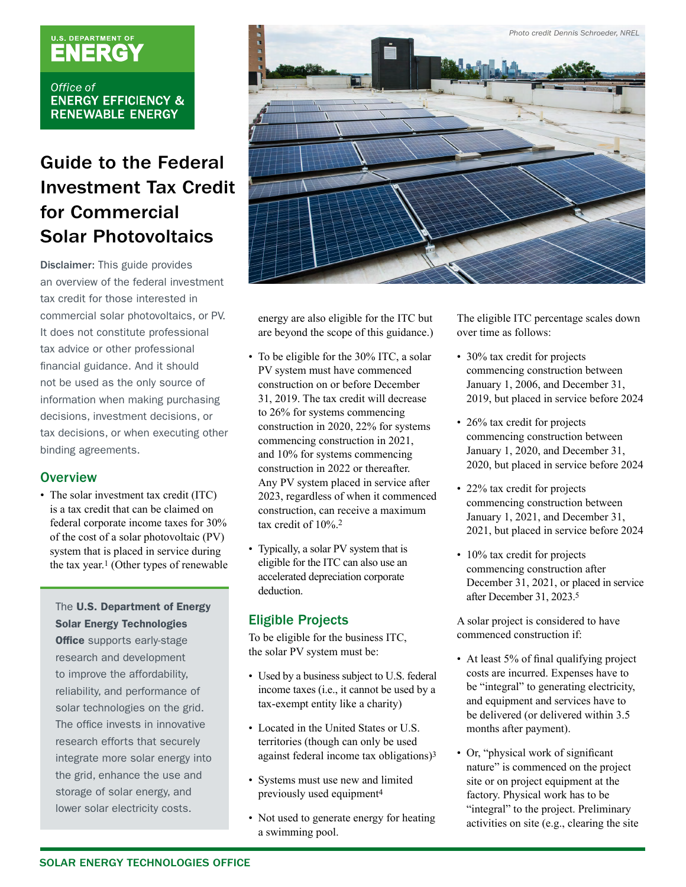U.S. DEPARTMENT OF
ENERGY

Office of
ENERGY EFFICIENCY & RENEWABLE ENERGY

Photo credit Dennis Schroeder, NREL

# Guide to the Federal Investment Tax Credit for Commercial Solar Photovoltaics

**Disclaimer:** This guide provides an overview of the federal investment tax credit for those interested in commercial solar photovoltaics, or PV. It does not constitute professional tax advice or other professional financial guidance. And it should not be used as the only source of information when making purchasing decisions, investment decisions, or tax decisions, or when executing other binding agreements.

## Overview

- The solar investment tax credit (ITC) is a tax credit that can be claimed on federal corporate income taxes for 30% of the cost of a solar photovoltaic (PV) system that is placed in service during the tax year.[1] (Other types of renewable energy are also eligible for the ITC but are beyond the scope of this guidance.)
- To be eligible for the 30% ITC, a solar PV system must have commenced construction on or before December 31, 2019. The tax credit will decrease to 26% for systems commencing construction in 2020, 22% for systems commencing construction in 2021, and 10% for systems commencing construction in 2022 or thereafter. Any PV system placed in service after 2023, regardless of when it commenced construction, can receive a maximum tax credit of 10%.[2]
- Typically, a solar PV system that is eligible for the ITC can also use an accelerated depreciation corporate deduction.

> The **U.S. Department of Energy Solar Energy Technologies Office** supports early-stage research and development to improve the affordability, reliability, and performance of solar technologies on the grid. The office invests in innovative research efforts that securely integrate more solar energy into the grid, enhance the use and storage of solar energy, and lower solar electricity costs.

## Eligible Projects

To be eligible for the business ITC, the solar PV system must be:

- Used by a business subject to U.S. federal income taxes (i.e., it cannot be used by a tax-exempt entity like a charity)
- Located in the United States or U.S. territories (though can only be used against federal income tax obligations)[3]
- Systems must use new and limited previously used equipment[4]
- Not used to generate energy for heating a swimming pool.

The eligible ITC percentage scales down over time as follows:

- 30% tax credit for projects commencing construction between January 1, 2006, and December 31, 2019, but placed in service before 2024
- 26% tax credit for projects commencing construction between January 1, 2020, and December 31, 2020, but placed in service before 2024
- 22% tax credit for projects commencing construction between January 1, 2021, and December 31, 2021, but placed in service before 2024
- 10% tax credit for projects commencing construction after December 31, 2021, or placed in service after December 31, 2023.[5]

A solar project is considered to have commenced construction if:

- At least 5% of final qualifying project costs are incurred. Expenses have to be "integral" to generating electricity, and equipment and services have to be delivered (or delivered within 3.5 months after payment).
- Or, "physical work of significant nature" is commenced on the project site or on project equipment at the factory. Physical work has to be "integral" to the project. Preliminary activities on site (e.g., clearing the site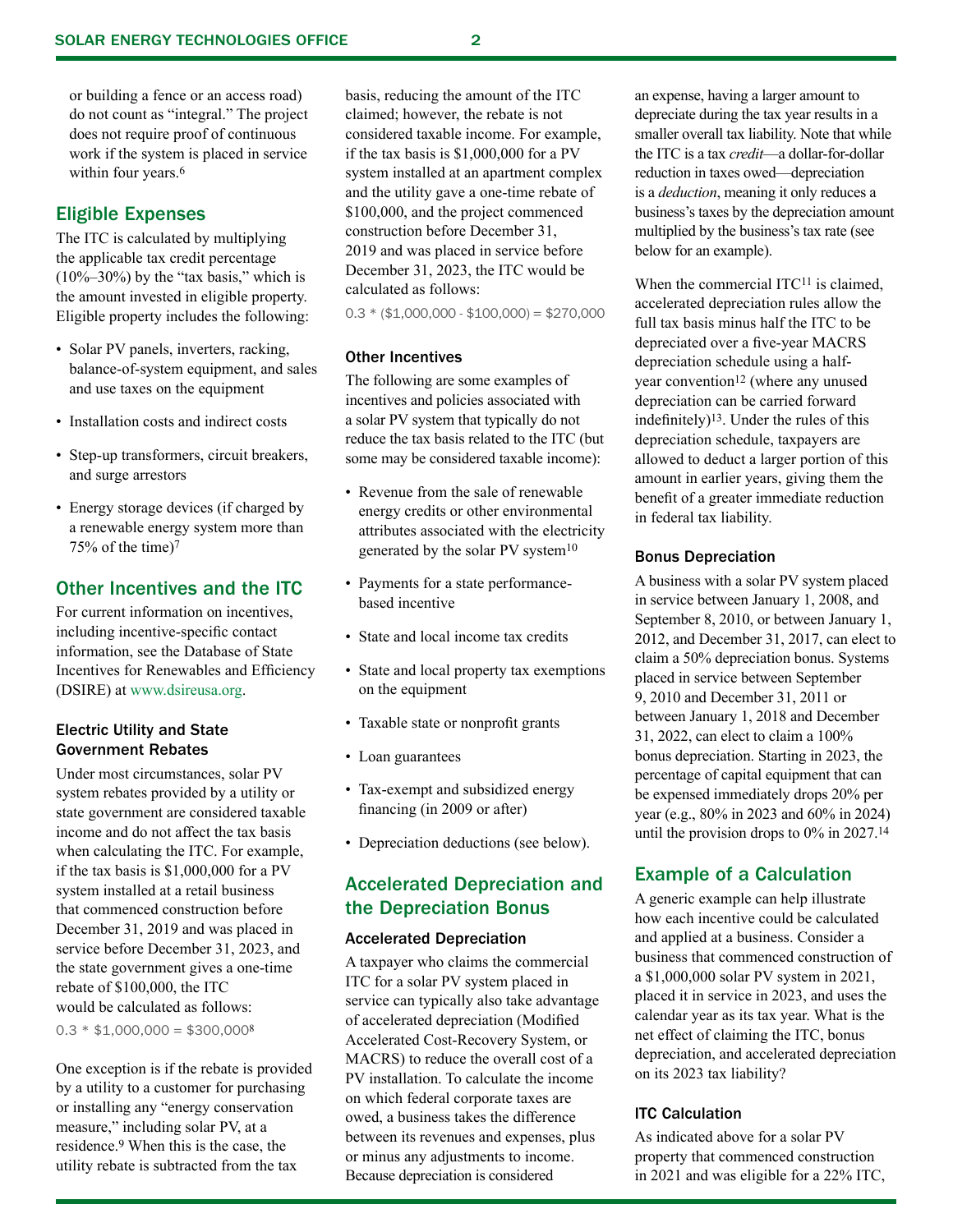or building a fence or an access road) do not count as "integral." The project does not require proof of continuous work if the system is placed in service within four years.[6]

## Eligible Expenses

The ITC is calculated by multiplying the applicable tax credit percentage (10%–30%) by the "tax basis," which is the amount invested in eligible property. Eligible property includes the following:

- Solar PV panels, inverters, racking, balance-of-system equipment, and sales and use taxes on the equipment
- Installation costs and indirect costs
- Step-up transformers, circuit breakers, and surge arrestors
- Energy storage devices (if charged by a renewable energy system more than 75% of the time)[7]

## Other Incentives and the ITC

For current information on incentives, including incentive-specific contact information, see the Database of State Incentives for Renewables and Efficiency (DSIRE) at www.dsireusa.org.

### Electric Utility and State Government Rebates

Under most circumstances, solar PV system rebates provided by a utility or state government are considered taxable income and do not affect the tax basis when calculating the ITC. For example, if the tax basis is $1,000,000 for a PV system installed at a retail business that commenced construction before December 31, 2019 and was placed in service before December 31, 2023, and the state government gives a one-time rebate of $100,000, the ITC would be calculated as follows:

0.3 * $1,000,000 = $300,000[8]

One exception is if the rebate is provided by a utility to a customer for purchasing or installing any "energy conservation measure," including solar PV, at a residence.[9] When this is the case, the utility rebate is subtracted from the tax basis, reducing the amount of the ITC claimed; however, the rebate is not considered taxable income. For example, if the tax basis is $1,000,000 for a PV system installed at an apartment complex and the utility gave a one-time rebate of $100,000, and the project commenced construction before December 31, 2019 and was placed in service before December 31, 2023, the ITC would be calculated as follows:

0.3 * ($1,000,000 - $100,000) = $270,000

### Other Incentives

The following are some examples of incentives and policies associated with a solar PV system that typically do not reduce the tax basis related to the ITC (but some may be considered taxable income):

- Revenue from the sale of renewable energy credits or other environmental attributes associated with the electricity generated by the solar PV system[10]
- Payments for a state performance-based incentive
- State and local income tax credits
- State and local property tax exemptions on the equipment
- Taxable state or nonprofit grants
- Loan guarantees
- Tax-exempt and subsidized energy financing (in 2009 or after)
- Depreciation deductions (see below).

## Accelerated Depreciation and the Depreciation Bonus

### Accelerated Depreciation

A taxpayer who claims the commercial ITC for a solar PV system placed in service can typically also take advantage of accelerated depreciation (Modified Accelerated Cost-Recovery System, or MACRS) to reduce the overall cost of a PV installation. To calculate the income on which federal corporate taxes are owed, a business takes the difference between its revenues and expenses, plus or minus any adjustments to income. Because depreciation is considered an expense, having a larger amount to depreciate during the tax year results in a smaller overall tax liability. Note that while the ITC is a tax *credit*—a dollar-for-dollar reduction in taxes owed—depreciation is a *deduction*, meaning it only reduces a business's taxes by the depreciation amount multiplied by the business's tax rate (see below for an example).

When the commercial ITC[11] is claimed, accelerated depreciation rules allow the full tax basis minus half the ITC to be depreciated over a five-year MACRS depreciation schedule using a half-year convention[12] (where any unused depreciation can be carried forward indefinitely)[13]. Under the rules of this depreciation schedule, taxpayers are allowed to deduct a larger portion of this amount in earlier years, giving them the benefit of a greater immediate reduction in federal tax liability.

### Bonus Depreciation

A business with a solar PV system placed in service between January 1, 2008, and September 8, 2010, or between January 1, 2012, and December 31, 2017, can elect to claim a 50% depreciation bonus. Systems placed in service between September 9, 2010 and December 31, 2011 or between January 1, 2018 and December 31, 2022, can elect to claim a 100% bonus depreciation. Starting in 2023, the percentage of capital equipment that can be expensed immediately drops 20% per year (e.g., 80% in 2023 and 60% in 2024) until the provision drops to 0% in 2027.[14]

## Example of a Calculation

A generic example can help illustrate how each incentive could be calculated and applied at a business. Consider a business that commenced construction of a $1,000,000 solar PV system in 2021, placed it in service in 2023, and uses the calendar year as its tax year. What is the net effect of claiming the ITC, bonus depreciation, and accelerated depreciation on its 2023 tax liability?

### ITC Calculation

As indicated above for a solar PV property that commenced construction in 2021 and was eligible for a 22% ITC,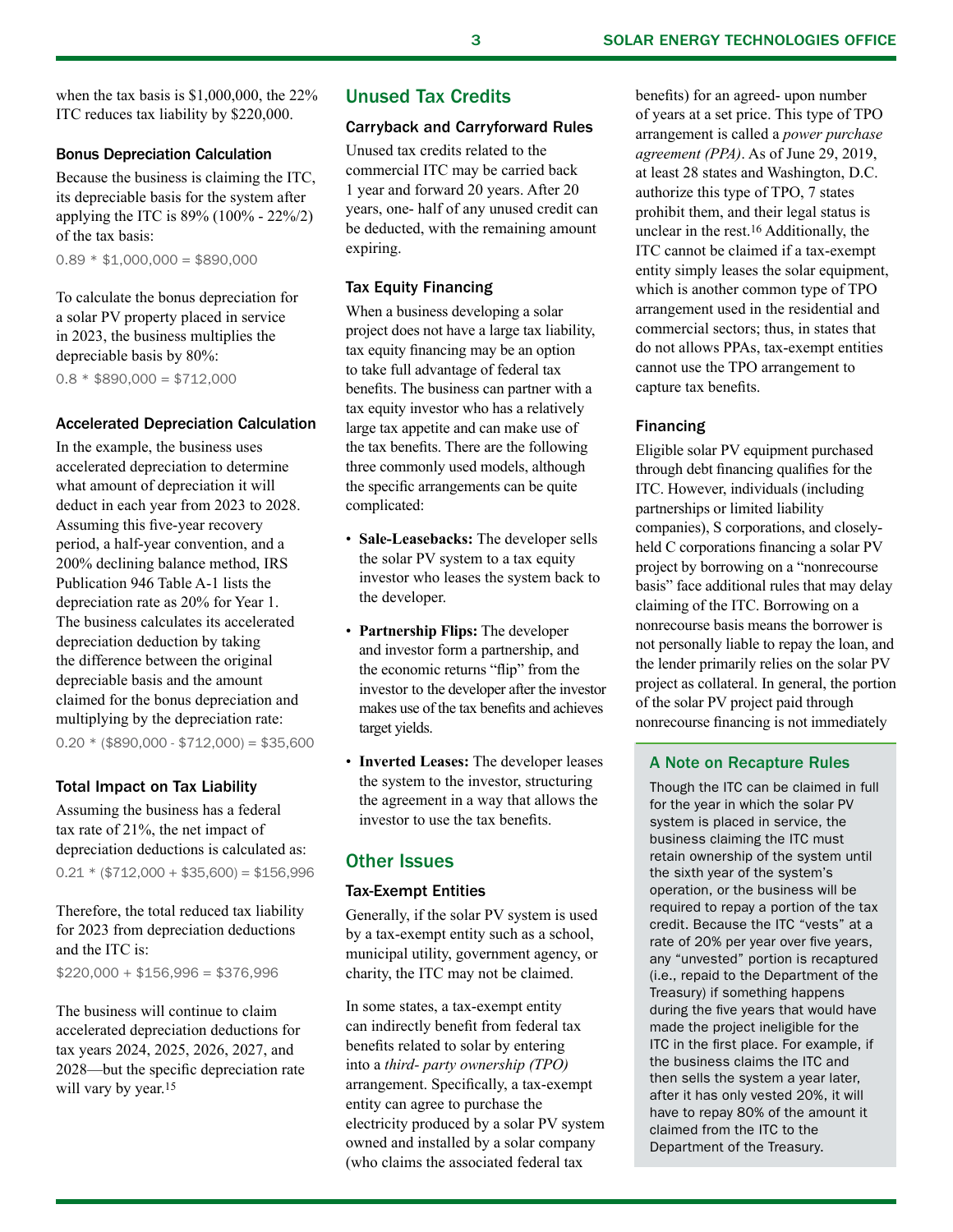when the tax basis is $1,000,000, the 22% ITC reduces tax liability by $220,000.

#### Bonus Depreciation Calculation

Because the business is claiming the ITC, its depreciable basis for the system after applying the ITC is 89% (100% - 22%/2) of the tax basis:

0.89 * $1,000,000 = $890,000

To calculate the bonus depreciation for a solar PV property placed in service in 2023, the business multiplies the depreciable basis by 80%:

0.8 * $890,000 = $712,000

#### Accelerated Depreciation Calculation

In the example, the business uses accelerated depreciation to determine what amount of depreciation it will deduct in each year from 2023 to 2028. Assuming this five-year recovery period, a half-year convention, and a 200% declining balance method, IRS Publication 946 Table A-1 lists the depreciation rate as 20% for Year 1. The business calculates its accelerated depreciation deduction by taking the difference between the original depreciable basis and the amount claimed for the bonus depreciation and multiplying by the depreciation rate:

0.20 * ($890,000 - $712,000) = $35,600

#### Total Impact on Tax Liability

Assuming the business has a federal tax rate of 21%, the net impact of depreciation deductions is calculated as:

0.21 * ($712,000 + $35,600) = $156,996

Therefore, the total reduced tax liability for 2023 from depreciation deductions and the ITC is:

$220,000 + $156,996 = $376,996

The business will continue to claim accelerated depreciation deductions for tax years 2024, 2025, 2026, 2027, and 2028—but the specific depreciation rate will vary by year.[15]

## Unused Tax Credits

#### Carryback and Carryforward Rules

Unused tax credits related to the commercial ITC may be carried back 1 year and forward 20 years. After 20 years, one- half of any unused credit can be deducted, with the remaining amount expiring.

#### Tax Equity Financing

When a business developing a solar project does not have a large tax liability, tax equity financing may be an option to take full advantage of federal tax benefits. The business can partner with a tax equity investor who has a relatively large tax appetite and can make use of the tax benefits. There are the following three commonly used models, although the specific arrangements can be quite complicated:

- **Sale-Leasebacks:** The developer sells the solar PV system to a tax equity investor who leases the system back to the developer.
- **Partnership Flips:** The developer and investor form a partnership, and the economic returns "flip" from the investor to the developer after the investor makes use of the tax benefits and achieves target yields.
- **Inverted Leases:** The developer leases the system to the investor, structuring the agreement in a way that allows the investor to use the tax benefits.

## Other Issues

#### Tax-Exempt Entities

Generally, if the solar PV system is used by a tax-exempt entity such as a school, municipal utility, government agency, or charity, the ITC may not be claimed.

In some states, a tax-exempt entity can indirectly benefit from federal tax benefits related to solar by entering into a *third- party ownership (TPO)* arrangement. Specifically, a tax-exempt entity can agree to purchase the electricity produced by a solar PV system owned and installed by a solar company (who claims the associated federal tax benefits) for an agreed- upon number of years at a set price. This type of TPO arrangement is called a *power purchase agreement (PPA)*. As of June 29, 2019, at least 28 states and Washington, D.C. authorize this type of TPO, 7 states prohibit them, and their legal status is unclear in the rest.[16] Additionally, the ITC cannot be claimed if a tax-exempt entity simply leases the solar equipment, which is another common type of TPO arrangement used in the residential and commercial sectors; thus, in states that do not allows PPAs, tax-exempt entities cannot use the TPO arrangement to capture tax benefits.

#### Financing

Eligible solar PV equipment purchased through debt financing qualifies for the ITC. However, individuals (including partnerships or limited liability companies), S corporations, and closely-held C corporations financing a solar PV project by borrowing on a "nonrecourse basis" face additional rules that may delay claiming of the ITC. Borrowing on a nonrecourse basis means the borrower is not personally liable to repay the loan, and the lender primarily relies on the solar PV project as collateral. In general, the portion of the solar PV project paid through nonrecourse financing is not immediately

#### A Note on Recapture Rules

Though the ITC can be claimed in full for the year in which the solar PV system is placed in service, the business claiming the ITC must retain ownership of the system until the sixth year of the system's operation, or the business will be required to repay a portion of the tax credit. Because the ITC "vests" at a rate of 20% per year over five years, any "unvested" portion is recaptured (i.e., repaid to the Department of the Treasury) if something happens during the five years that would have made the project ineligible for the ITC in the first place. For example, if the business claims the ITC and then sells the system a year later, after it has only vested 20%, it will have to repay 80% of the amount it claimed from the ITC to the Department of the Treasury.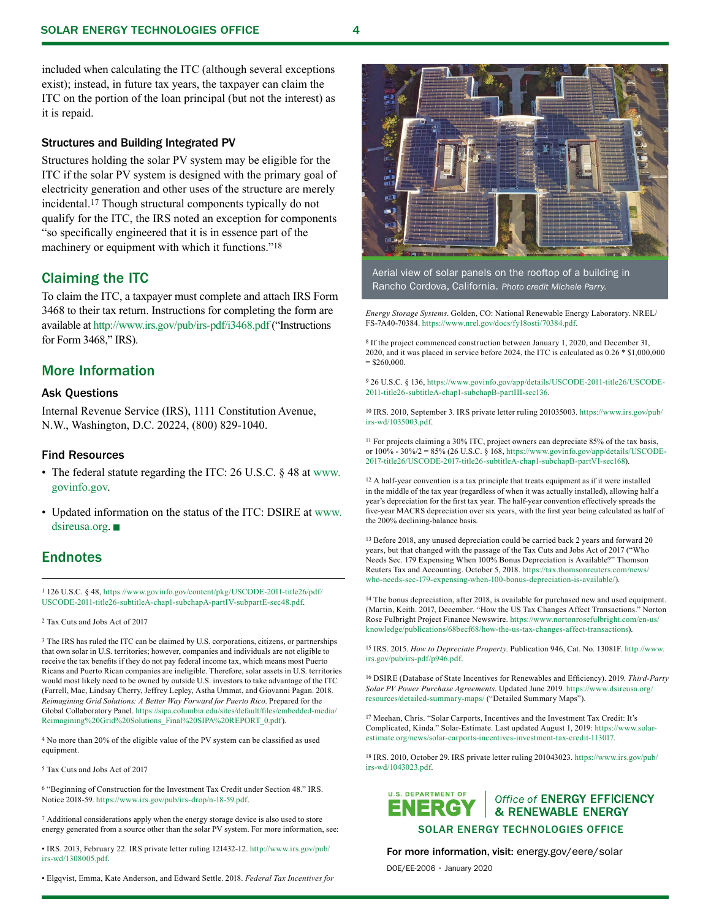included when calculating the ITC (although several exceptions exist); instead, in future tax years, the taxpayer can claim the ITC on the portion of the loan principal (but not the interest) as it is repaid.

### Structures and Building Integrated PV

Structures holding the solar PV system may be eligible for the ITC if the solar PV system is designed with the primary goal of electricity generation and other uses of the structure are merely incidental.[17] Though structural components typically do not qualify for the ITC, the IRS noted an exception for components "so specifically engineered that it is in essence part of the machinery or equipment with which it functions."[18]

## Claiming the ITC

To claim the ITC, a taxpayer must complete and attach IRS Form 3468 to their tax return. Instructions for completing the form are available at http://www.irs.gov/pub/irs-pdf/i3468.pdf ("Instructions for Form 3468," IRS).

## More Information

### Ask Questions

Internal Revenue Service (IRS), 1111 Constitution Avenue, N.W., Washington, D.C. 20224, (800) 829-1040.

### Find Resources

- The federal statute regarding the ITC: 26 U.S.C. § 48 at www.govinfo.gov.
- Updated information on the status of the ITC: DSIRE at www.dsireusa.org.

Aerial view of solar panels on the rooftop of a building in Rancho Cordova, California. *Photo credit Michele Parry.*

## Endnotes

1 126 U.S.C. § 48, https://www.govinfo.gov/content/pkg/USCODE-2011-title26/pdf/USCODE-2011-title26-subtitleA-chap1-subchapA-partIV-subpartE-sec48.pdf.

2 Tax Cuts and Jobs Act of 2017

3 The IRS has ruled the ITC can be claimed by U.S. corporations, citizens, or partnerships that own solar in U.S. territories; however, companies and individuals are not eligible to receive the tax benefits if they do not pay federal income tax, which means most Puerto Ricans and Puerto Rican companies are ineligible. Therefore, solar assets in U.S. territories would most likely need to be owned by outside U.S. investors to take advantage of the ITC (Farrell, Mac, Lindsay Cherry, Jeffrey Lepley, Astha Ummat, and Giovanni Pagan. 2018. *Reimagining Grid Solutions: A Better Way Forward for Puerto Rico*. Prepared for the Global Collaboratory Panel. https://sipa.columbia.edu/sites/default/files/embedded-media/Reimagining%20Grid%20Solutions_Final%20SIPA%20REPORT_0.pdf).

4 No more than 20% of the eligible value of the PV system can be classified as used equipment.

5 Tax Cuts and Jobs Act of 2017

6 "Beginning of Construction for the Investment Tax Credit under Section 48." IRS. Notice 2018-59. https://www.irs.gov/pub/irs-drop/n-18-59.pdf.

7 Additional considerations apply when the energy storage device is also used to store energy generated from a source other than the solar PV system. For more information, see:

- IRS. 2013, February 22. IRS private letter ruling 121432-12. http://www.irs.gov/pub/irs-wd/1308005.pdf.
- Elgqvist, Emma, Kate Anderson, and Edward Settle. 2018. *Federal Tax Incentives for Energy Storage Systems*. Golden, CO: National Renewable Energy Laboratory. NREL/FS-7A40-70384. https://www.nrel.gov/docs/fy18osti/70384.pdf.

8 If the project commenced construction between January 1, 2020, and December 31, 2020, and it was placed in service before 2024, the ITC is calculated as 0.26 * $1,000,000 = $260,000.

9 26 U.S.C. § 136, https://www.govinfo.gov/app/details/USCODE-2011-title26/USCODE-2011-title26-subtitleA-chap1-subchapB-partIII-sec136.

10 IRS. 2010, September 3. IRS private letter ruling 201035003. https://www.irs.gov/pub/irs-wd/1035003.pdf.

11 For projects claiming a 30% ITC, project owners can depreciate 85% of the tax basis, or 100% - 30%/2 = 85% (26 U.S.C. § 168, https://www.govinfo.gov/app/details/USCODE-2017-title26/USCODE-2017-title26-subtitleA-chap1-subchapB-partVI-sec168).

12 A half-year convention is a tax principle that treats equipment as if it were installed in the middle of the tax year (regardless of when it was actually installed), allowing half a year's depreciation for the first tax year. The half-year convention effectively spreads the five-year MACRS depreciation over six years, with the first year being calculated as half of the 200% declining-balance basis.

13 Before 2018, any unused depreciation could be carried back 2 years and forward 20 years, but that changed with the passage of the Tax Cuts and Jobs Act of 2017 ("Who Needs Sec. 179 Expensing When 100% Bonus Depreciation is Available?" Thomson Reuters Tax and Accounting. October 5, 2018. https://tax.thomsonreuters.com/news/who-needs-sec-179-expensing-when-100-bonus-depreciation-is-available/).

14 The bonus depreciation, after 2018, is available for purchased new and used equipment. (Martin, Keith. 2017, December. "How the US Tax Changes Affect Transactions." Norton Rose Fulbright Project Finance Newswire. https://www.nortonrosefulbright.com/en-us/knowledge/publications/68becf68/how-the-us-tax-changes-affect-transactions).

15 IRS. 2015. *How to Depreciate Property*. Publication 946, Cat. No. 13081F. http://www.irs.gov/pub/irs-pdf/p946.pdf.

16 DSIRE (Database of State Incentives for Renewables and Efficiency). 2019. *Third-Party Solar PV Power Purchase Agreements*. Updated June 2019. https://www.dsireusa.org/resources/detailed-summary-maps/ ("Detailed Summary Maps").

17 Meehan, Chris. "Solar Carports, Incentives and the Investment Tax Credit: It's Complicated, Kinda." Solar-Estimate. Last updated August 1, 2019: https://www.solar-estimate.org/news/solar-carports-incentives-investment-tax-credit-113017.

18 IRS. 2010, October 29. IRS private letter ruling 201043023. https://www.irs.gov/pub/irs-wd/1043023.pdf.

U.S. DEPARTMENT OF ENERGY | Office of ENERGY EFFICIENCY & RENEWABLE ENERGY

SOLAR ENERGY TECHNOLOGIES OFFICE

**For more information, visit:** energy.gov/eere/solar

DOE/EE-2006 · January 2020